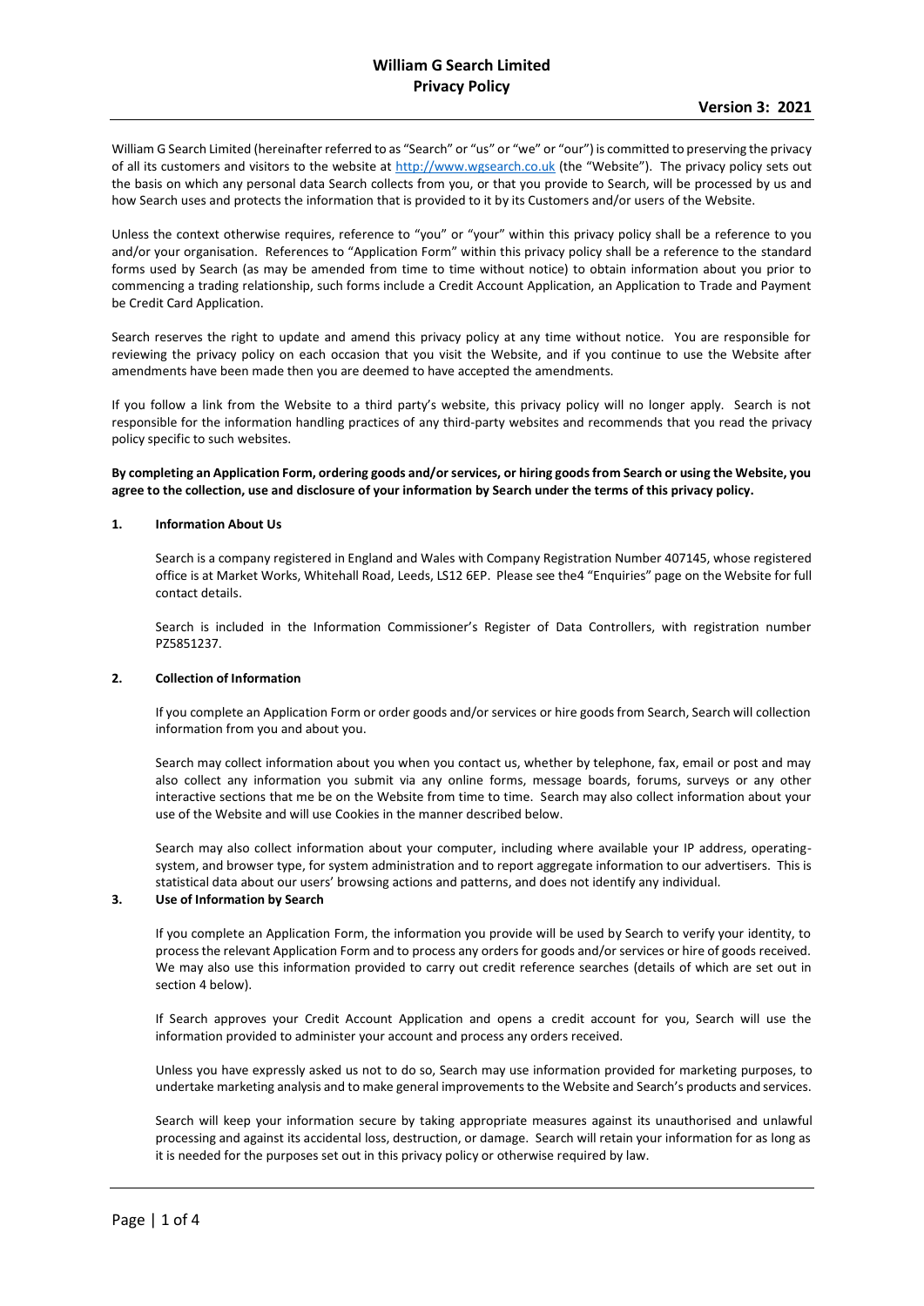# William G Search Limited
## Privacy Policy

**Version 3: 2021**

William G Search Limited (hereinafter referred to as "Search" or "us" or "we" or "our") is committed to preserving the privacy of all its customers and visitors to the website at http://www.wgsearch.co.uk (the "Website"). The privacy policy sets out the basis on which any personal data Search collects from you, or that you provide to Search, will be processed by us and how Search uses and protects the information that is provided to it by its Customers and/or users of the Website.

Unless the context otherwise requires, reference to "you" or "your" within this privacy policy shall be a reference to you and/or your organisation. References to "Application Form" within this privacy policy shall be a reference to the standard forms used by Search (as may be amended from time to time without notice) to obtain information about you prior to commencing a trading relationship, such forms include a Credit Account Application, an Application to Trade and Payment be Credit Card Application.

Search reserves the right to update and amend this privacy policy at any time without notice. You are responsible for reviewing the privacy policy on each occasion that you visit the Website, and if you continue to use the Website after amendments have been made then you are deemed to have accepted the amendments.

If you follow a link from the Website to a third party's website, this privacy policy will no longer apply. Search is not responsible for the information handling practices of any third-party websites and recommends that you read the privacy policy specific to such websites.

**By completing an Application Form, ordering goods and/or services, or hiring goods from Search or using the Website, you agree to the collection, use and disclosure of your information by Search under the terms of this privacy policy.**

### 1. Information About Us

Search is a company registered in England and Wales with Company Registration Number 407145, whose registered office is at Market Works, Whitehall Road, Leeds, LS12 6EP. Please see the4 "Enquiries" page on the Website for full contact details.

Search is included in the Information Commissioner's Register of Data Controllers, with registration number PZ5851237.

### 2. Collection of Information

If you complete an Application Form or order goods and/or services or hire goods from Search, Search will collection information from you and about you.

Search may collect information about you when you contact us, whether by telephone, fax, email or post and may also collect any information you submit via any online forms, message boards, forums, surveys or any other interactive sections that me be on the Website from time to time. Search may also collect information about your use of the Website and will use Cookies in the manner described below.

Search may also collect information about your computer, including where available your IP address, operating-system, and browser type, for system administration and to report aggregate information to our advertisers. This is statistical data about our users' browsing actions and patterns, and does not identify any individual.

### 3. Use of Information by Search

If you complete an Application Form, the information you provide will be used by Search to verify your identity, to process the relevant Application Form and to process any orders for goods and/or services or hire of goods received. We may also use this information provided to carry out credit reference searches (details of which are set out in section 4 below).

If Search approves your Credit Account Application and opens a credit account for you, Search will use the information provided to administer your account and process any orders received.

Unless you have expressly asked us not to do so, Search may use information provided for marketing purposes, to undertake marketing analysis and to make general improvements to the Website and Search's products and services.

Search will keep your information secure by taking appropriate measures against its unauthorised and unlawful processing and against its accidental loss, destruction, or damage. Search will retain your information for as long as it is needed for the purposes set out in this privacy policy or otherwise required by law.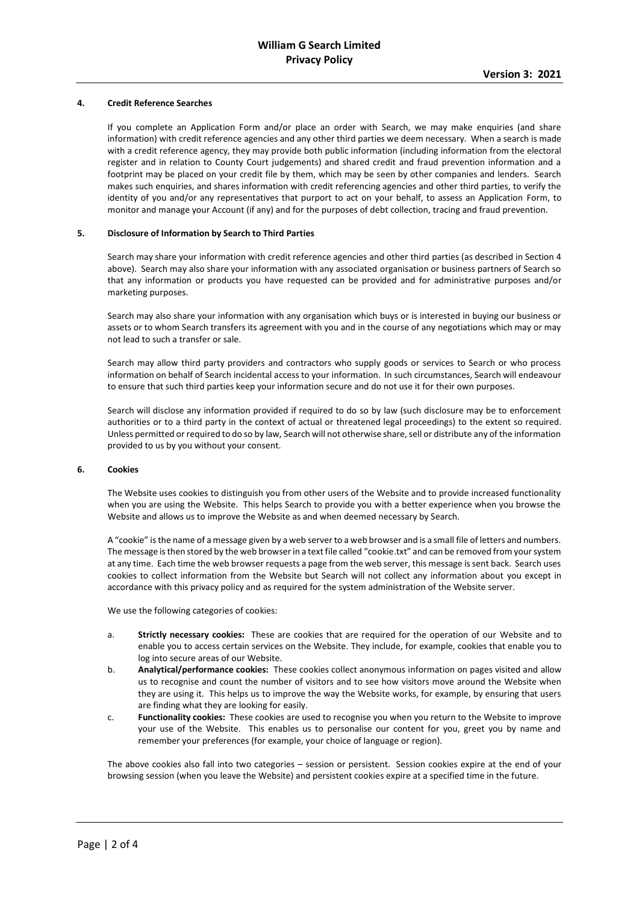## 4. Credit Reference Searches

If you complete an Application Form and/or place an order with Search, we may make enquiries (and share information) with credit reference agencies and any other third parties we deem necessary. When a search is made with a credit reference agency, they may provide both public information (including information from the electoral register and in relation to County Court judgements) and shared credit and fraud prevention information and a footprint may be placed on your credit file by them, which may be seen by other companies and lenders. Search makes such enquiries, and shares information with credit referencing agencies and other third parties, to verify the identity of you and/or any representatives that purport to act on your behalf, to assess an Application Form, to monitor and manage your Account (if any) and for the purposes of debt collection, tracing and fraud prevention.

## 5. Disclosure of Information by Search to Third Parties

Search may share your information with credit reference agencies and other third parties (as described in Section 4 above). Search may also share your information with any associated organisation or business partners of Search so that any information or products you have requested can be provided and for administrative purposes and/or marketing purposes.

Search may also share your information with any organisation which buys or is interested in buying our business or assets or to whom Search transfers its agreement with you and in the course of any negotiations which may or may not lead to such a transfer or sale.

Search may allow third party providers and contractors who supply goods or services to Search or who process information on behalf of Search incidental access to your information. In such circumstances, Search will endeavour to ensure that such third parties keep your information secure and do not use it for their own purposes.

Search will disclose any information provided if required to do so by law (such disclosure may be to enforcement authorities or to a third party in the context of actual or threatened legal proceedings) to the extent so required. Unless permitted or required to do so by law, Search will not otherwise share, sell or distribute any of the information provided to us by you without your consent.

## 6. Cookies

The Website uses cookies to distinguish you from other users of the Website and to provide increased functionality when you are using the Website. This helps Search to provide you with a better experience when you browse the Website and allows us to improve the Website as and when deemed necessary by Search.

A "cookie" is the name of a message given by a web server to a web browser and is a small file of letters and numbers. The message is then stored by the web browser in a text file called "cookie.txt" and can be removed from your system at any time. Each time the web browser requests a page from the web server, this message is sent back. Search uses cookies to collect information from the Website but Search will not collect any information about you except in accordance with this privacy policy and as required for the system administration of the Website server.

We use the following categories of cookies:

a. **Strictly necessary cookies:** These are cookies that are required for the operation of our Website and to enable you to access certain services on the Website. They include, for example, cookies that enable you to log into secure areas of our Website.

b. **Analytical/performance cookies:** These cookies collect anonymous information on pages visited and allow us to recognise and count the number of visitors and to see how visitors move around the Website when they are using it. This helps us to improve the way the Website works, for example, by ensuring that users are finding what they are looking for easily.

c. **Functionality cookies:** These cookies are used to recognise you when you return to the Website to improve your use of the Website. This enables us to personalise our content for you, greet you by name and remember your preferences (for example, your choice of language or region).

The above cookies also fall into two categories – session or persistent. Session cookies expire at the end of your browsing session (when you leave the Website) and persistent cookies expire at a specified time in the future.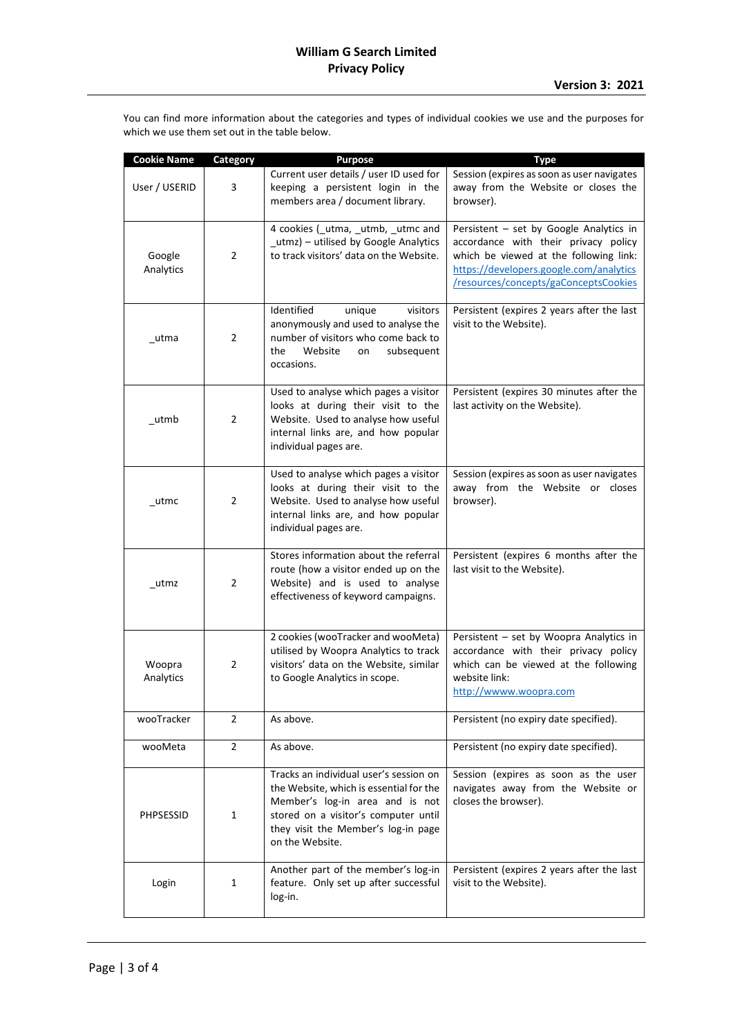You can find more information about the categories and types of individual cookies we use and the purposes for which we use them set out in the table below.

| Cookie Name | Category | Purpose | Type |
|---|---|---|---|
| User / USERID | 3 | Current user details / user ID used for keeping a persistent login in the members area / document library. | Session (expires as soon as user navigates away from the Website or closes the browser). |
| Google Analytics | 2 | 4 cookies (_utma, _utmb, _utmc and _utmz) – utilised by Google Analytics to track visitors' data on the Website. | Persistent – set by Google Analytics in accordance with their privacy policy which be viewed at the following link: https://developers.google.com/analytics/resources/concepts/gaConceptsCookies |
| _utma | 2 | Identified unique visitors anonymously and used to analyse the number of visitors who come back to the Website on subsequent occasions. | Persistent (expires 2 years after the last visit to the Website). |
| _utmb | 2 | Used to analyse which pages a visitor looks at during their visit to the Website. Used to analyse how useful internal links are, and how popular individual pages are. | Persistent (expires 30 minutes after the last activity on the Website). |
| _utmc | 2 | Used to analyse which pages a visitor looks at during their visit to the Website. Used to analyse how useful internal links are, and how popular individual pages are. | Session (expires as soon as user navigates away from the Website or closes browser). |
| _utmz | 2 | Stores information about the referral route (how a visitor ended up on the Website) and is used to analyse effectiveness of keyword campaigns. | Persistent (expires 6 months after the last visit to the Website). |
| Woopra Analytics | 2 | 2 cookies (wooTracker and wooMeta) utilised by Woopra Analytics to track visitors' data on the Website, similar to Google Analytics in scope. | Persistent – set by Woopra Analytics in accordance with their privacy policy which can be viewed at the following website link: http://wwww.woopra.com |
| wooTracker | 2 | As above. | Persistent (no expiry date specified). |
| wooMeta | 2 | As above. | Persistent (no expiry date specified). |
| PHPSESSID | 1 | Tracks an individual user's session on the Website, which is essential for the Member's log-in area and is not stored on a visitor's computer until they visit the Member's log-in page on the Website. | Session (expires as soon as the user navigates away from the Website or closes the browser). |
| Login | 1 | Another part of the member's log-in feature. Only set up after successful log-in. | Persistent (expires 2 years after the last visit to the Website). |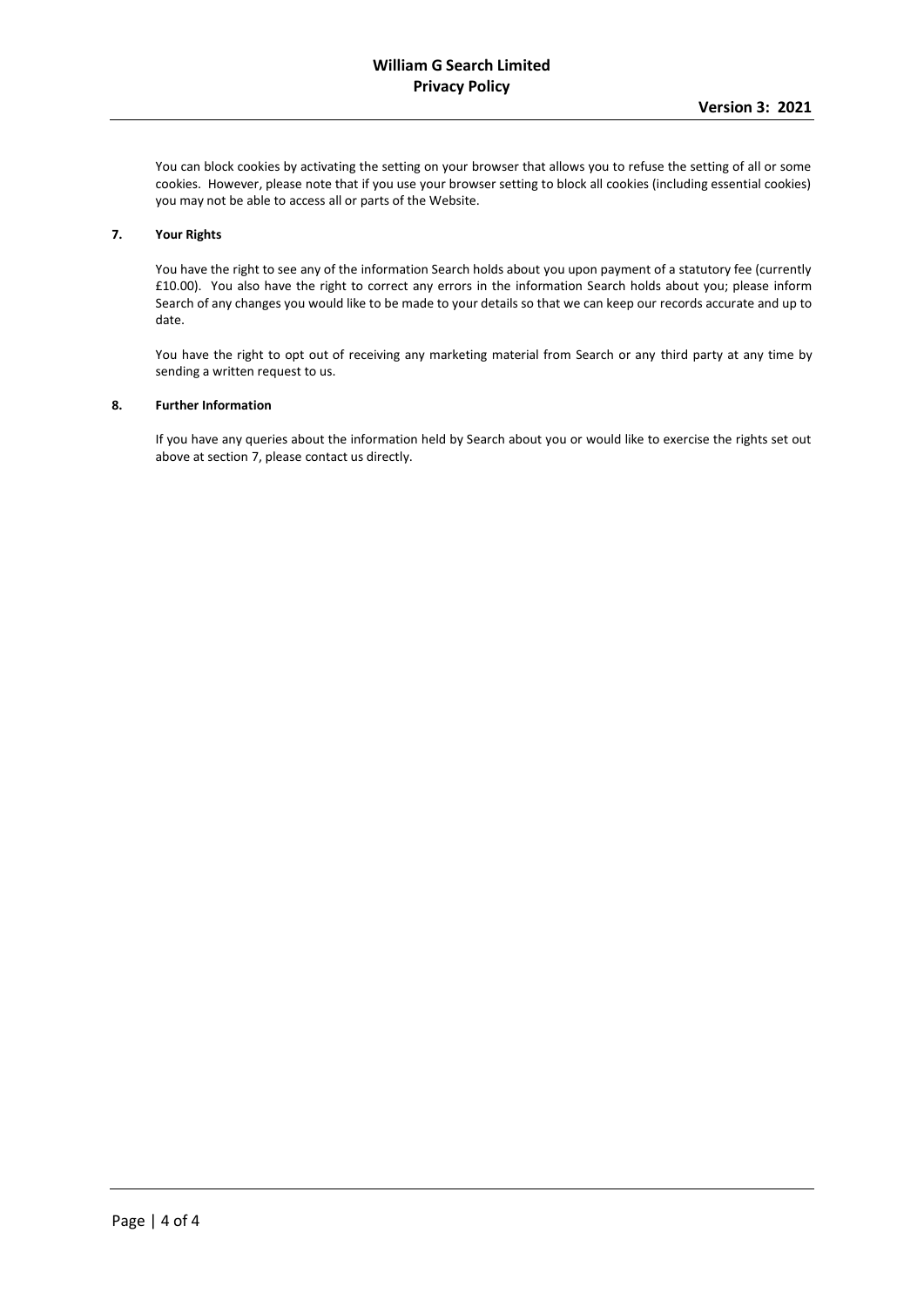You can block cookies by activating the setting on your browser that allows you to refuse the setting of all or some cookies. However, please note that if you use your browser setting to block all cookies (including essential cookies) you may not be able to access all or parts of the Website.

**7. Your Rights**

You have the right to see any of the information Search holds about you upon payment of a statutory fee (currently £10.00). You also have the right to correct any errors in the information Search holds about you; please inform Search of any changes you would like to be made to your details so that we can keep our records accurate and up to date.

You have the right to opt out of receiving any marketing material from Search or any third party at any time by sending a written request to us.

**8. Further Information**

If you have any queries about the information held by Search about you or would like to exercise the rights set out above at section 7, please contact us directly.